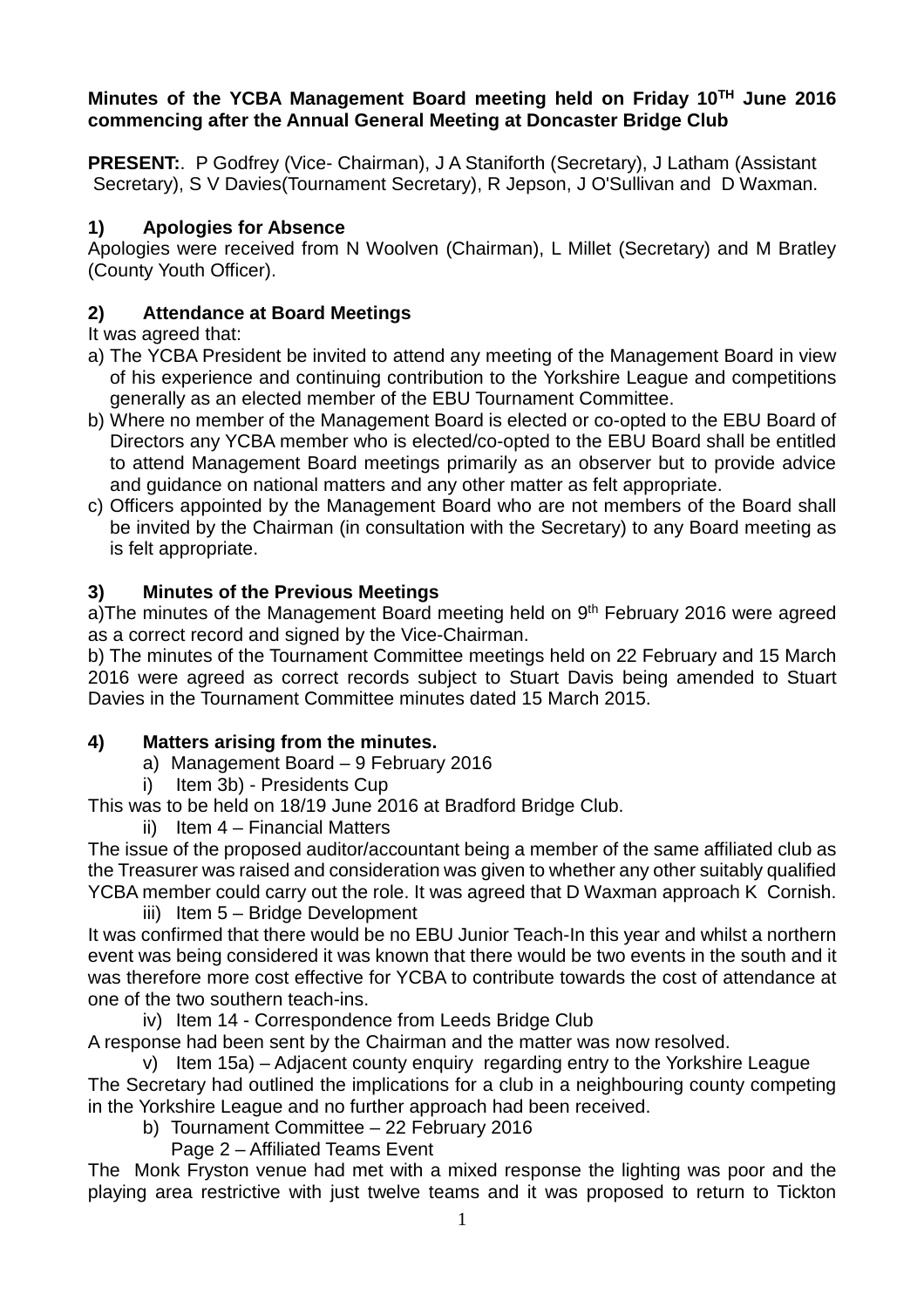**Minutes of the YCBA Management Board meeting held on Friday 10$^{TH}$ June 2016 commencing after the Annual General Meeting at Doncaster Bridge Club**

**PRESENT:**. P Godfrey (Vice- Chairman), J A Staniforth (Secretary), J Latham (Assistant Secretary), S V Davies(Tournament Secretary), R Jepson, J O'Sullivan and D Waxman.

## 1) Apologies for Absence

Apologies were received from N Woolven (Chairman), L Millet (Secretary) and M Bratley (County Youth Officer).

## 2) Attendance at Board Meetings

It was agreed that:

a) The YCBA President be invited to attend any meeting of the Management Board in view of his experience and continuing contribution to the Yorkshire League and competitions generally as an elected member of the EBU Tournament Committee.

b) Where no member of the Management Board is elected or co-opted to the EBU Board of Directors any YCBA member who is elected/co-opted to the EBU Board shall be entitled to attend Management Board meetings primarily as an observer but to provide advice and guidance on national matters and any other matter as felt appropriate.

c) Officers appointed by the Management Board who are not members of the Board shall be invited by the Chairman (in consultation with the Secretary) to any Board meeting as is felt appropriate.

## 3) Minutes of the Previous Meetings

a)The minutes of the Management Board meeting held on 9th February 2016 were agreed as a correct record and signed by the Vice-Chairman.

b) The minutes of the Tournament Committee meetings held on 22 February and 15 March 2016 were agreed as correct records subject to Stuart Davis being amended to Stuart Davies in the Tournament Committee minutes dated 15 March 2015.

## 4) Matters arising from the minutes.

a) Management Board – 9 February 2016

i) Item 3b) - Presidents Cup

This was to be held on 18/19 June 2016 at Bradford Bridge Club.

ii) Item 4 – Financial Matters

The issue of the proposed auditor/accountant being a member of the same affiliated club as the Treasurer was raised and consideration was given to whether any other suitably qualified YCBA member could carry out the role. It was agreed that D Waxman approach K Cornish.

iii) Item 5 – Bridge Development

It was confirmed that there would be no EBU Junior Teach-In this year and whilst a northern event was being considered it was known that there would be two events in the south and it was therefore more cost effective for YCBA to contribute towards the cost of attendance at one of the two southern teach-ins.

iv) Item 14 - Correspondence from Leeds Bridge Club

A response had been sent by the Chairman and the matter was now resolved.

v) Item 15a) – Adjacent county enquiry regarding entry to the Yorkshire League

The Secretary had outlined the implications for a club in a neighbouring county competing in the Yorkshire League and no further approach had been received.

b) Tournament Committee – 22 February 2016

Page 2 – Affiliated Teams Event

The Monk Fryston venue had met with a mixed response the lighting was poor and the playing area restrictive with just twelve teams and it was proposed to return to Tickton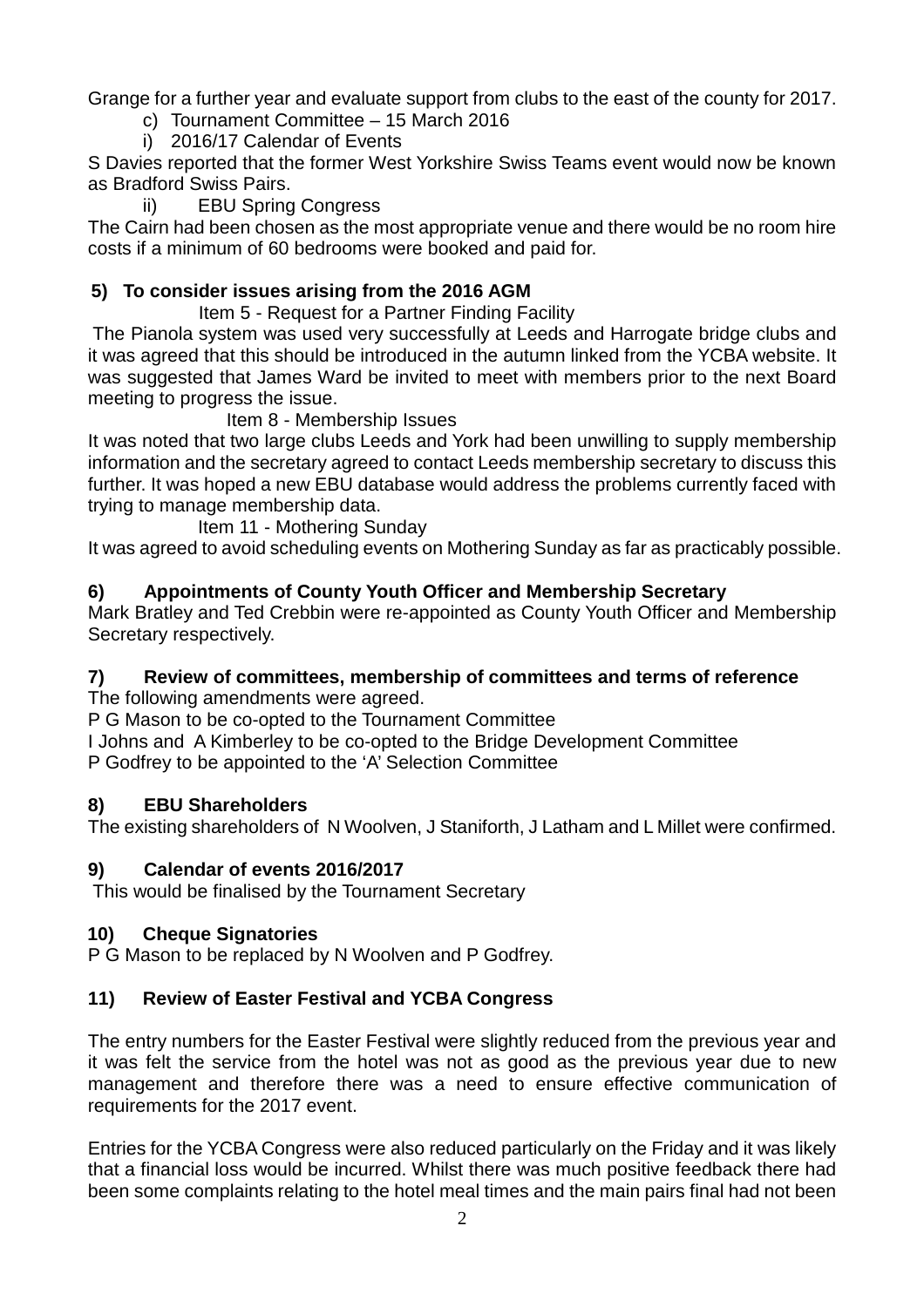Grange for a further year and evaluate support from clubs to the east of the county for 2017.

c) Tournament Committee – 15 March 2016

i) 2016/17 Calendar of Events

S Davies reported that the former West Yorkshire Swiss Teams event would now be known as Bradford Swiss Pairs.

ii) EBU Spring Congress

The Cairn had been chosen as the most appropriate venue and there would be no room hire costs if a minimum of 60 bedrooms were booked and paid for.

**5) To consider issues arising from the 2016 AGM**

Item 5 - Request for a Partner Finding Facility

The Pianola system was used very successfully at Leeds and Harrogate bridge clubs and it was agreed that this should be introduced in the autumn linked from the YCBA website. It was suggested that James Ward be invited to meet with members prior to the next Board meeting to progress the issue.

Item 8 - Membership Issues

It was noted that two large clubs Leeds and York had been unwilling to supply membership information and the secretary agreed to contact Leeds membership secretary to discuss this further. It was hoped a new EBU database would address the problems currently faced with trying to manage membership data.

Item 11 - Mothering Sunday

It was agreed to avoid scheduling events on Mothering Sunday as far as practicably possible.

**6) Appointments of County Youth Officer and Membership Secretary**

Mark Bratley and Ted Crebbin were re-appointed as County Youth Officer and Membership Secretary respectively.

**7) Review of committees, membership of committees and terms of reference**

The following amendments were agreed.

P G Mason to be co-opted to the Tournament Committee

I Johns and A Kimberley to be co-opted to the Bridge Development Committee

P Godfrey to be appointed to the 'A' Selection Committee

**8) EBU Shareholders**

The existing shareholders of N Woolven, J Staniforth, J Latham and L Millet were confirmed.

**9) Calendar of events 2016/2017**

This would be finalised by the Tournament Secretary

**10) Cheque Signatories**

P G Mason to be replaced by N Woolven and P Godfrey.

**11) Review of Easter Festival and YCBA Congress**

The entry numbers for the Easter Festival were slightly reduced from the previous year and it was felt the service from the hotel was not as good as the previous year due to new management and therefore there was a need to ensure effective communication of requirements for the 2017 event.

Entries for the YCBA Congress were also reduced particularly on the Friday and it was likely that a financial loss would be incurred. Whilst there was much positive feedback there had been some complaints relating to the hotel meal times and the main pairs final had not been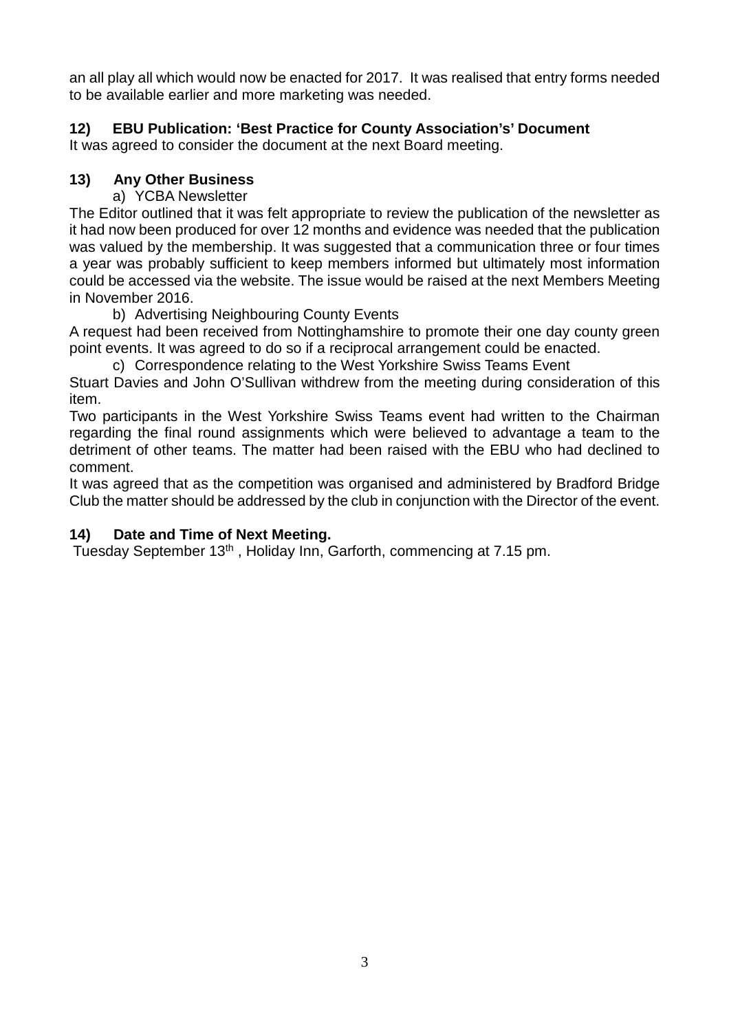an all play all which would now be enacted for 2017. It was realised that entry forms needed to be available earlier and more marketing was needed.

**12) EBU Publication: 'Best Practice for County Association's' Document**

It was agreed to consider the document at the next Board meeting.

**13) Any Other Business**

a) YCBA Newsletter

The Editor outlined that it was felt appropriate to review the publication of the newsletter as it had now been produced for over 12 months and evidence was needed that the publication was valued by the membership. It was suggested that a communication three or four times a year was probably sufficient to keep members informed but ultimately most information could be accessed via the website. The issue would be raised at the next Members Meeting in November 2016.

b) Advertising Neighbouring County Events

A request had been received from Nottinghamshire to promote their one day county green point events. It was agreed to do so if a reciprocal arrangement could be enacted.

c) Correspondence relating to the West Yorkshire Swiss Teams Event

Stuart Davies and John O'Sullivan withdrew from the meeting during consideration of this item.

Two participants in the West Yorkshire Swiss Teams event had written to the Chairman regarding the final round assignments which were believed to advantage a team to the detriment of other teams. The matter had been raised with the EBU who had declined to comment.

It was agreed that as the competition was organised and administered by Bradford Bridge Club the matter should be addressed by the club in conjunction with the Director of the event.

**14) Date and Time of Next Meeting.**

Tuesday September 13th , Holiday Inn, Garforth, commencing at 7.15 pm.